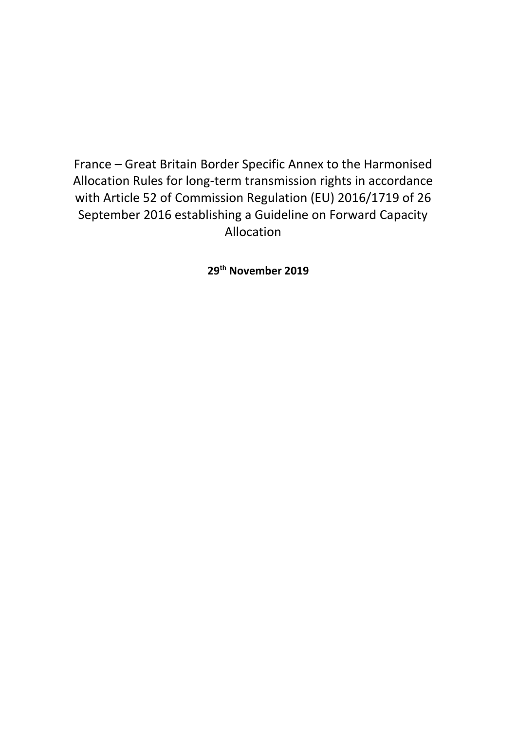# France – Great Britain Border Specific Annex to the Harmonised Allocation Rules for long-term transmission rights in accordance with Article 52 of Commission Regulation (EU) 2016/1719 of 26 September 2016 establishing a Guideline on Forward Capacity Allocation

**29th November 2019**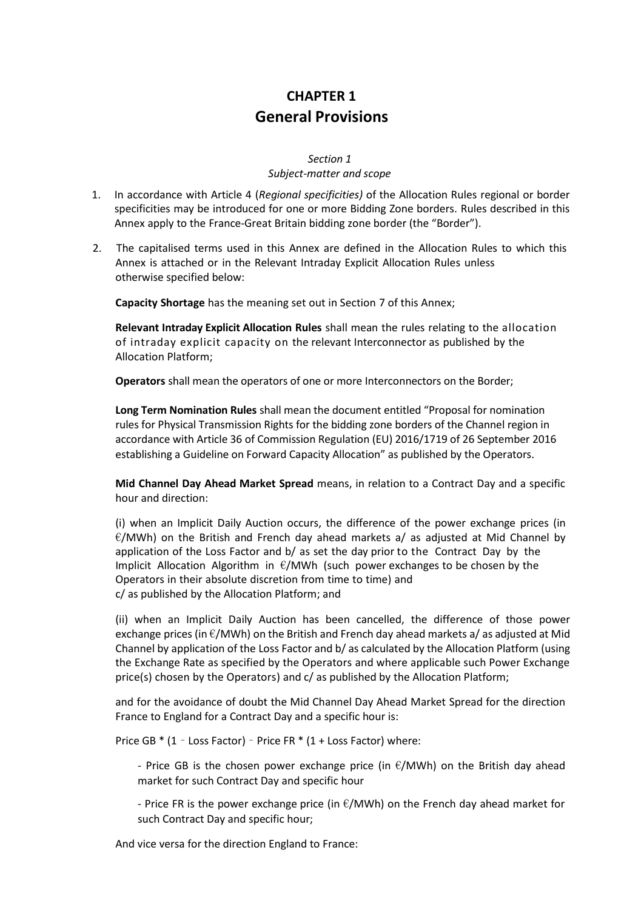# CHAPTER 1
# General Provisions

*Section 1*
*Subject-matter and scope*

1. In accordance with Article 4 (*Regional specificities)* of the Allocation Rules regional or border specificities may be introduced for one or more Bidding Zone borders. Rules described in this Annex apply to the France-Great Britain bidding zone border (the "Border").

2. The capitalised terms used in this Annex are defined in the Allocation Rules to which this Annex is attached or in the Relevant Intraday Explicit Allocation Rules unless otherwise specified below:

   **Capacity Shortage** has the meaning set out in Section 7 of this Annex;

   **Relevant Intraday Explicit Allocation Rules** shall mean the rules relating to the allocation of intraday explicit capacity on the relevant Interconnector as published by the Allocation Platform;

   **Operators** shall mean the operators of one or more Interconnectors on the Border;

   **Long Term Nomination Rules** shall mean the document entitled "Proposal for nomination rules for Physical Transmission Rights for the bidding zone borders of the Channel region in accordance with Article 36 of Commission Regulation (EU) 2016/1719 of 26 September 2016 establishing a Guideline on Forward Capacity Allocation" as published by the Operators.

   **Mid Channel Day Ahead Market Spread** means, in relation to a Contract Day and a specific hour and direction:

   (i) when an Implicit Daily Auction occurs, the difference of the power exchange prices (in €/MWh) on the British and French day ahead markets a/ as adjusted at Mid Channel by application of the Loss Factor and b/ as set the day prior to the Contract Day by the Implicit Allocation Algorithm in €/MWh (such power exchanges to be chosen by the Operators in their absolute discretion from time to time) and c/ as published by the Allocation Platform; and

   (ii) when an Implicit Daily Auction has been cancelled, the difference of those power exchange prices (in €/MWh) on the British and French day ahead markets a/ as adjusted at Mid Channel by application of the Loss Factor and b/ as calculated by the Allocation Platform (using the Exchange Rate as specified by the Operators and where applicable such Power Exchange price(s) chosen by the Operators) and c/ as published by the Allocation Platform;

   and for the avoidance of doubt the Mid Channel Day Ahead Market Spread for the direction France to England for a Contract Day and a specific hour is:

   Price GB * (1 – Loss Factor) – Price FR * (1 + Loss Factor) where:

   - Price GB is the chosen power exchange price (in €/MWh) on the British day ahead market for such Contract Day and specific hour

   - Price FR is the power exchange price (in €/MWh) on the French day ahead market for such Contract Day and specific hour;

   And vice versa for the direction England to France: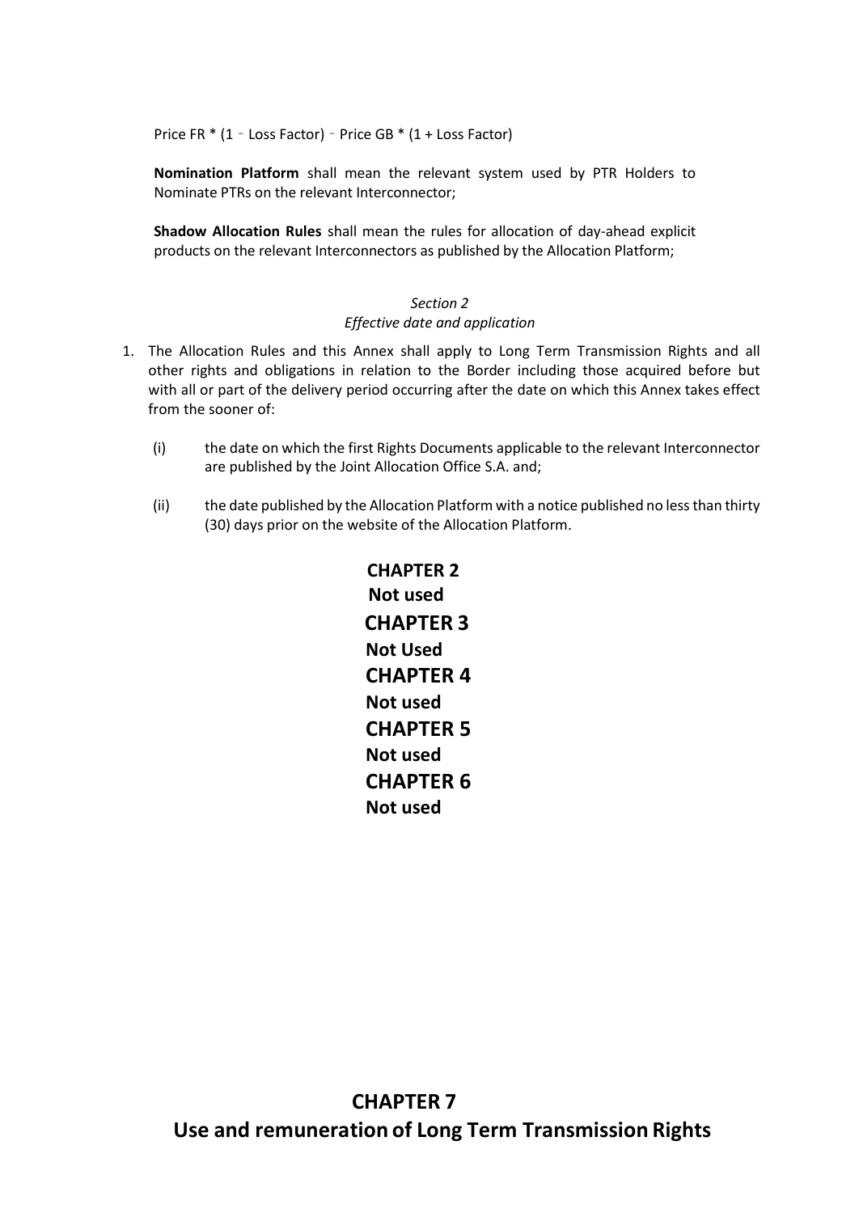Price FR * (1 – Loss Factor) – Price GB * (1 + Loss Factor)

**Nomination Platform** shall mean the relevant system used by PTR Holders to Nominate PTRs on the relevant Interconnector;

**Shadow Allocation Rules** shall mean the rules for allocation of day-ahead explicit products on the relevant Interconnectors as published by the Allocation Platform;

### *Section 2*
### *Effective date and application*

1. The Allocation Rules and this Annex shall apply to Long Term Transmission Rights and all other rights and obligations in relation to the Border including those acquired before but with all or part of the delivery period occurring after the date on which this Annex takes effect from the sooner of:

   (i) the date on which the first Rights Documents applicable to the relevant Interconnector are published by the Joint Allocation Office S.A. and;

   (ii) the date published by the Allocation Platform with a notice published no less than thirty (30) days prior on the website of the Allocation Platform.

## CHAPTER 2
**Not used**

## CHAPTER 3
**Not Used**

## CHAPTER 4
**Not used**

## CHAPTER 5
**Not used**

## CHAPTER 6
**Not used**

## CHAPTER 7
## Use and remuneration of Long Term Transmission Rights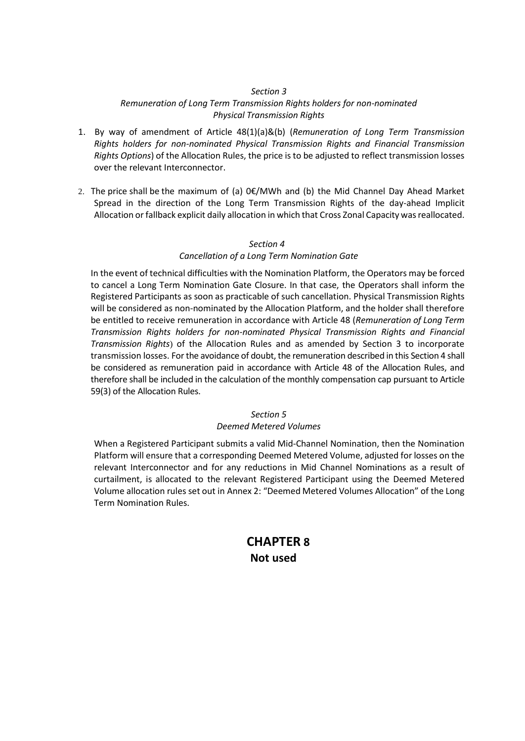*Section 3*
*Remuneration of Long Term Transmission Rights holders for non-nominated Physical Transmission Rights*

1. By way of amendment of Article 48(1)(a)&(b) (*Remuneration of Long Term Transmission Rights holders for non-nominated Physical Transmission Rights and Financial Transmission Rights Options*) of the Allocation Rules, the price is to be adjusted to reflect transmission losses over the relevant Interconnector.

2. The price shall be the maximum of (a) 0€/MWh and (b) the Mid Channel Day Ahead Market Spread in the direction of the Long Term Transmission Rights of the day-ahead Implicit Allocation or fallback explicit daily allocation in which that Cross Zonal Capacity was reallocated.

*Section 4*
*Cancellation of a Long Term Nomination Gate*

In the event of technical difficulties with the Nomination Platform, the Operators may be forced to cancel a Long Term Nomination Gate Closure. In that case, the Operators shall inform the Registered Participants as soon as practicable of such cancellation. Physical Transmission Rights will be considered as non-nominated by the Allocation Platform, and the holder shall therefore be entitled to receive remuneration in accordance with Article 48 (*Remuneration of Long Term Transmission Rights holders for non-nominated Physical Transmission Rights and Financial Transmission Rights*) of the Allocation Rules and as amended by Section 3 to incorporate transmission losses. For the avoidance of doubt, the remuneration described in this Section 4 shall be considered as remuneration paid in accordance with Article 48 of the Allocation Rules, and therefore shall be included in the calculation of the monthly compensation cap pursuant to Article 59(3) of the Allocation Rules.

*Section 5*
*Deemed Metered Volumes*

When a Registered Participant submits a valid Mid-Channel Nomination, then the Nomination Platform will ensure that a corresponding Deemed Metered Volume, adjusted for losses on the relevant Interconnector and for any reductions in Mid Channel Nominations as a result of curtailment, is allocated to the relevant Registered Participant using the Deemed Metered Volume allocation rules set out in Annex 2: "Deemed Metered Volumes Allocation" of the Long Term Nomination Rules.

# CHAPTER 8
## Not used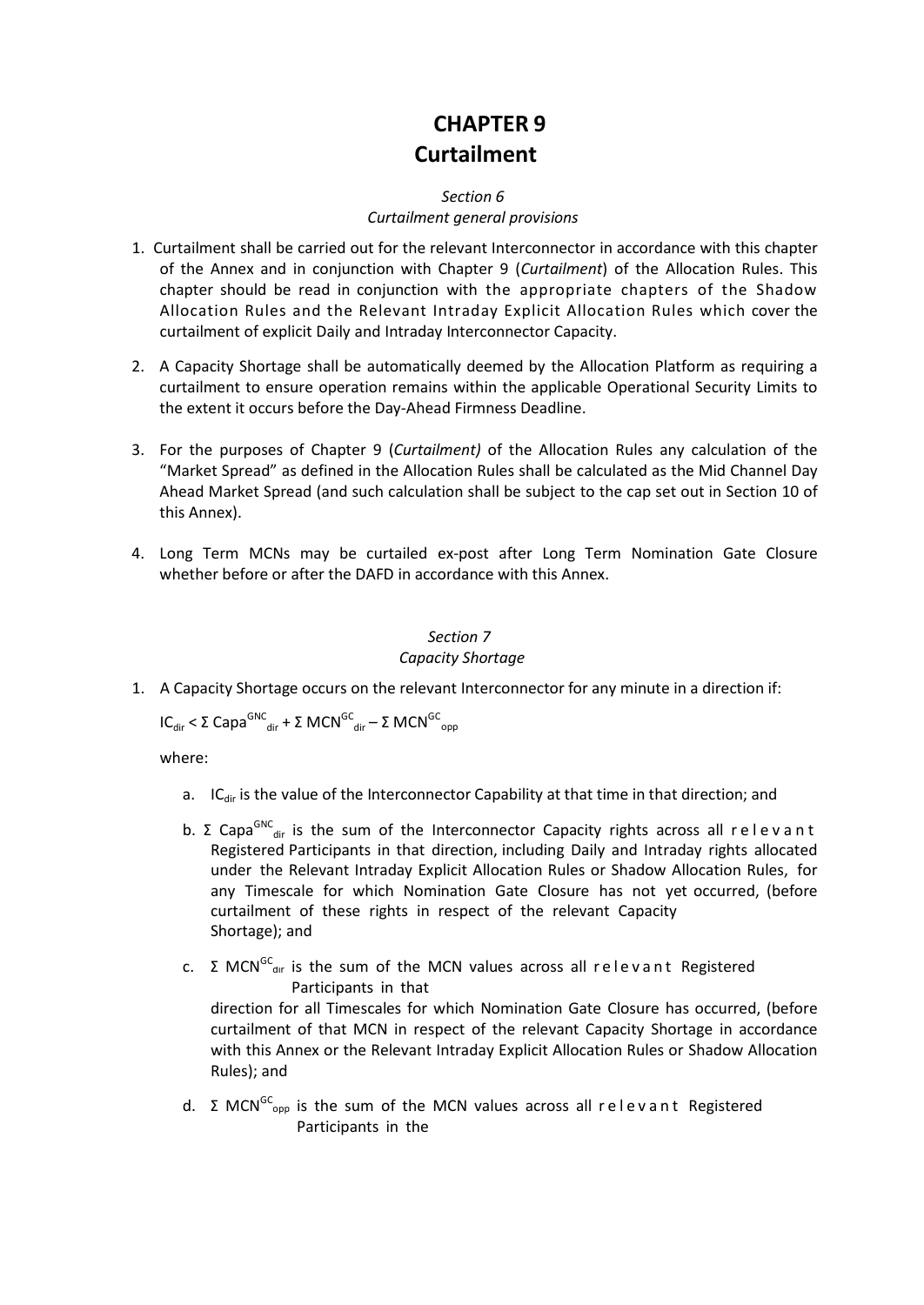# CHAPTER 9
# Curtailment

*Section 6*
*Curtailment general provisions*

1. Curtailment shall be carried out for the relevant Interconnector in accordance with this chapter of the Annex and in conjunction with Chapter 9 (*Curtailment*) of the Allocation Rules. This chapter should be read in conjunction with the appropriate chapters of the Shadow Allocation Rules and the Relevant Intraday Explicit Allocation Rules which cover the curtailment of explicit Daily and Intraday Interconnector Capacity.

2. A Capacity Shortage shall be automatically deemed by the Allocation Platform as requiring a curtailment to ensure operation remains within the applicable Operational Security Limits to the extent it occurs before the Day-Ahead Firmness Deadline.

3. For the purposes of Chapter 9 (*Curtailment)* of the Allocation Rules any calculation of the "Market Spread" as defined in the Allocation Rules shall be calculated as the Mid Channel Day Ahead Market Spread (and such calculation shall be subject to the cap set out in Section 10 of this Annex).

4. Long Term MCNs may be curtailed ex-post after Long Term Nomination Gate Closure whether before or after the DAFD in accordance with this Annex.

*Section 7*
*Capacity Shortage*

1. A Capacity Shortage occurs on the relevant Interconnector for any minute in a direction if:

   $IC_{dir} < \Sigma\ Capa^{GNC}_{dir} + \Sigma\ MCN^{GC}_{dir} - \Sigma\ MCN^{GC}_{opp}$

   where:

   a. $IC_{dir}$ is the value of the Interconnector Capability at that time in that direction; and

   b. $\Sigma\ Capa^{GNC}_{dir}$ is the sum of the Interconnector Capacity rights across all relevant Registered Participants in that direction, including Daily and Intraday rights allocated under the Relevant Intraday Explicit Allocation Rules or Shadow Allocation Rules, for any Timescale for which Nomination Gate Closure has not yet occurred, (before curtailment of these rights in respect of the relevant Capacity Shortage); and

   c. $\Sigma\ MCN^{GC}_{dir}$ is the sum of the MCN values across all relevant Registered Participants in that direction for all Timescales for which Nomination Gate Closure has occurred, (before curtailment of that MCN in respect of the relevant Capacity Shortage in accordance with this Annex or the Relevant Intraday Explicit Allocation Rules or Shadow Allocation Rules); and

   d. $\Sigma\ MCN^{GC}_{opp}$ is the sum of the MCN values across all relevant Registered Participants in the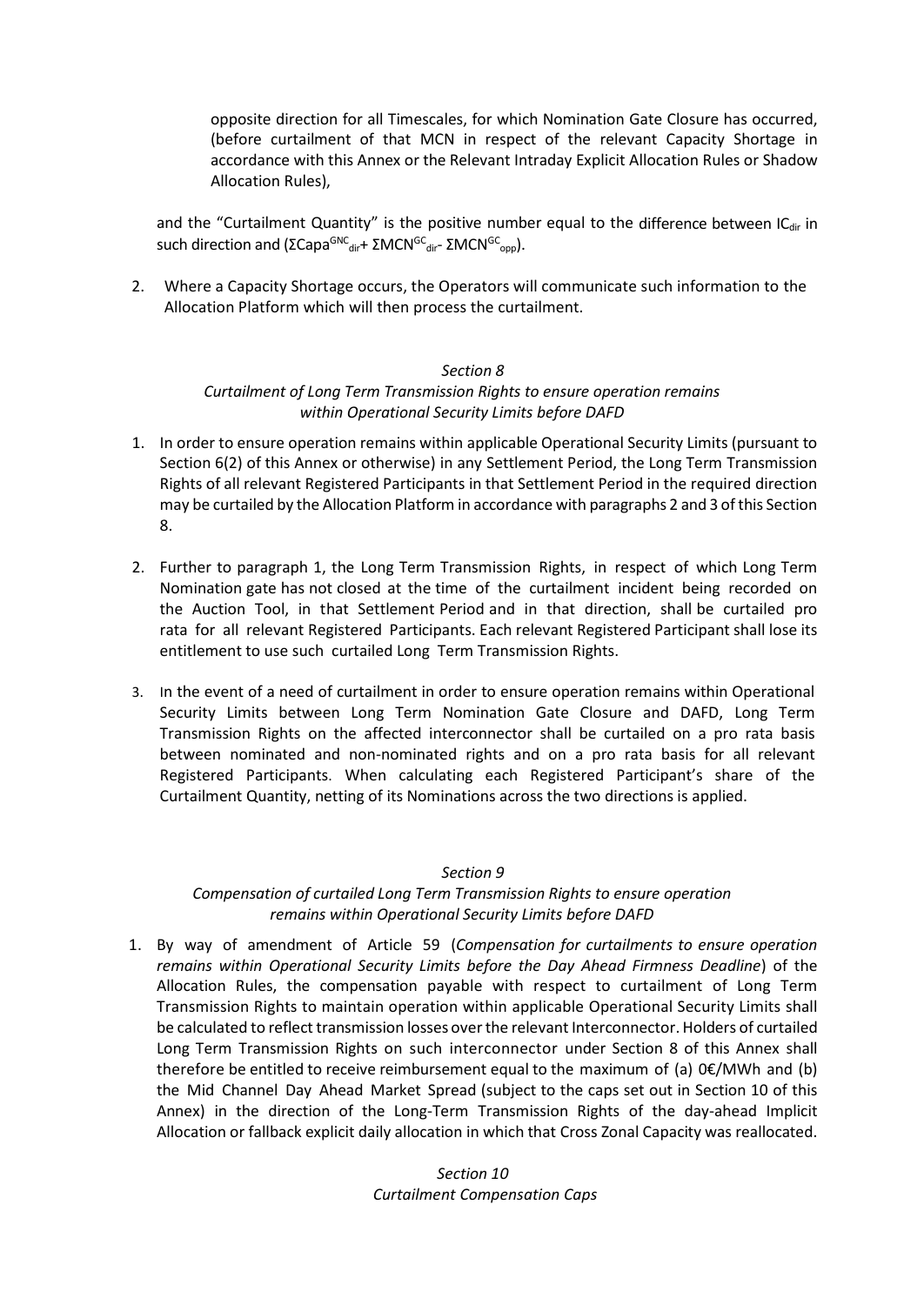opposite direction for all Timescales, for which Nomination Gate Closure has occurred, (before curtailment of that MCN in respect of the relevant Capacity Shortage in accordance with this Annex or the Relevant Intraday Explicit Allocation Rules or Shadow Allocation Rules),

and the "Curtailment Quantity" is the positive number equal to the difference between $IC_{dir}$ in such direction and ($\Sigma Capa^{GNC}_{dir}$+ $\Sigma MCN^{GC}_{dir}$- $\Sigma MCN^{GC}_{opp}$).

2. Where a Capacity Shortage occurs, the Operators will communicate such information to the Allocation Platform which will then process the curtailment.

### *Section 8*

### *Curtailment of Long Term Transmission Rights to ensure operation remains within Operational Security Limits before DAFD*

1. In order to ensure operation remains within applicable Operational Security Limits (pursuant to Section 6(2) of this Annex or otherwise) in any Settlement Period, the Long Term Transmission Rights of all relevant Registered Participants in that Settlement Period in the required direction may be curtailed by the Allocation Platform in accordance with paragraphs 2 and 3 of this Section 8.

2. Further to paragraph 1, the Long Term Transmission Rights, in respect of which Long Term Nomination gate has not closed at the time of the curtailment incident being recorded on the Auction Tool, in that Settlement Period and in that direction, shall be curtailed pro rata for all relevant Registered Participants. Each relevant Registered Participant shall lose its entitlement to use such curtailed Long Term Transmission Rights.

3. In the event of a need of curtailment in order to ensure operation remains within Operational Security Limits between Long Term Nomination Gate Closure and DAFD, Long Term Transmission Rights on the affected interconnector shall be curtailed on a pro rata basis between nominated and non-nominated rights and on a pro rata basis for all relevant Registered Participants. When calculating each Registered Participant's share of the Curtailment Quantity, netting of its Nominations across the two directions is applied.

### *Section 9*

### *Compensation of curtailed Long Term Transmission Rights to ensure operation remains within Operational Security Limits before DAFD*

1. By way of amendment of Article 59 (*Compensation for curtailments to ensure operation remains within Operational Security Limits before the Day Ahead Firmness Deadline*) of the Allocation Rules, the compensation payable with respect to curtailment of Long Term Transmission Rights to maintain operation within applicable Operational Security Limits shall be calculated to reflect transmission losses over the relevant Interconnector. Holders of curtailed Long Term Transmission Rights on such interconnector under Section 8 of this Annex shall therefore be entitled to receive reimbursement equal to the maximum of (a) 0€/MWh and (b) the Mid Channel Day Ahead Market Spread (subject to the caps set out in Section 10 of this Annex) in the direction of the Long-Term Transmission Rights of the day-ahead Implicit Allocation or fallback explicit daily allocation in which that Cross Zonal Capacity was reallocated.

### *Section 10*

### *Curtailment Compensation Caps*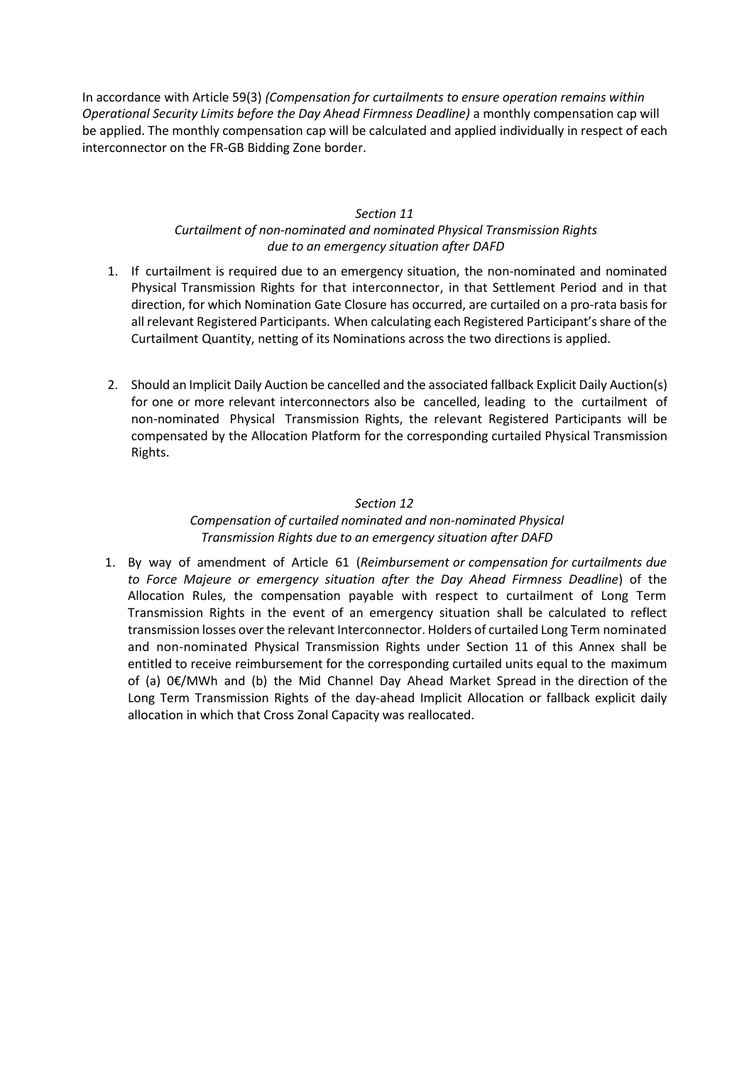In accordance with Article 59(3) *(Compensation for curtailments to ensure operation remains within Operational Security Limits before the Day Ahead Firmness Deadline)* a monthly compensation cap will be applied. The monthly compensation cap will be calculated and applied individually in respect of each interconnector on the FR-GB Bidding Zone border.

### *Section 11*
### *Curtailment of non-nominated and nominated Physical Transmission Rights due to an emergency situation after DAFD*

1. If curtailment is required due to an emergency situation, the non-nominated and nominated Physical Transmission Rights for that interconnector, in that Settlement Period and in that direction, for which Nomination Gate Closure has occurred, are curtailed on a pro-rata basis for all relevant Registered Participants. When calculating each Registered Participant's share of the Curtailment Quantity, netting of its Nominations across the two directions is applied.

2. Should an Implicit Daily Auction be cancelled and the associated fallback Explicit Daily Auction(s) for one or more relevant interconnectors also be cancelled, leading to the curtailment of non-nominated Physical Transmission Rights, the relevant Registered Participants will be compensated by the Allocation Platform for the corresponding curtailed Physical Transmission Rights.

### *Section 12*
### *Compensation of curtailed nominated and non-nominated Physical Transmission Rights due to an emergency situation after DAFD*

1. By way of amendment of Article 61 (*Reimbursement or compensation for curtailments due to Force Majeure or emergency situation after the Day Ahead Firmness Deadline*) of the Allocation Rules, the compensation payable with respect to curtailment of Long Term Transmission Rights in the event of an emergency situation shall be calculated to reflect transmission losses over the relevant Interconnector. Holders of curtailed Long Term nominated and non-nominated Physical Transmission Rights under Section 11 of this Annex shall be entitled to receive reimbursement for the corresponding curtailed units equal to the maximum of (a) 0€/MWh and (b) the Mid Channel Day Ahead Market Spread in the direction of the Long Term Transmission Rights of the day-ahead Implicit Allocation or fallback explicit daily allocation in which that Cross Zonal Capacity was reallocated.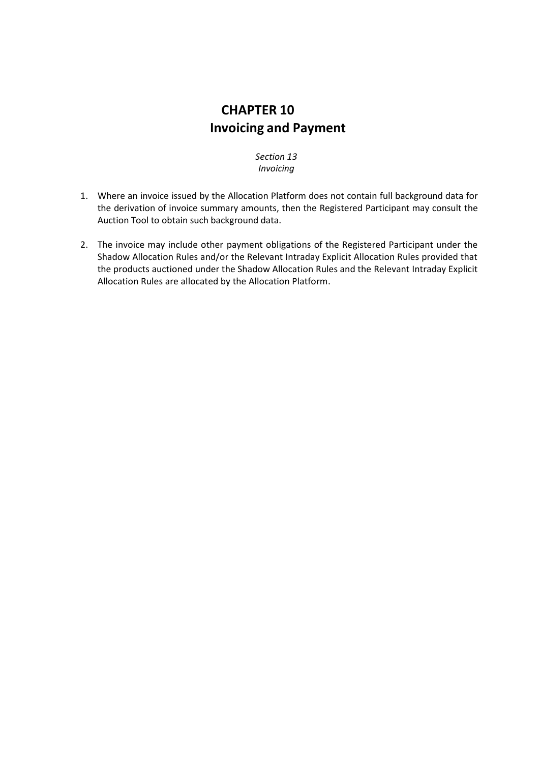# CHAPTER 10
# Invoicing and Payment

*Section 13*
*Invoicing*

1. Where an invoice issued by the Allocation Platform does not contain full background data for the derivation of invoice summary amounts, then the Registered Participant may consult the Auction Tool to obtain such background data.

2. The invoice may include other payment obligations of the Registered Participant under the Shadow Allocation Rules and/or the Relevant Intraday Explicit Allocation Rules provided that the products auctioned under the Shadow Allocation Rules and the Relevant Intraday Explicit Allocation Rules are allocated by the Allocation Platform.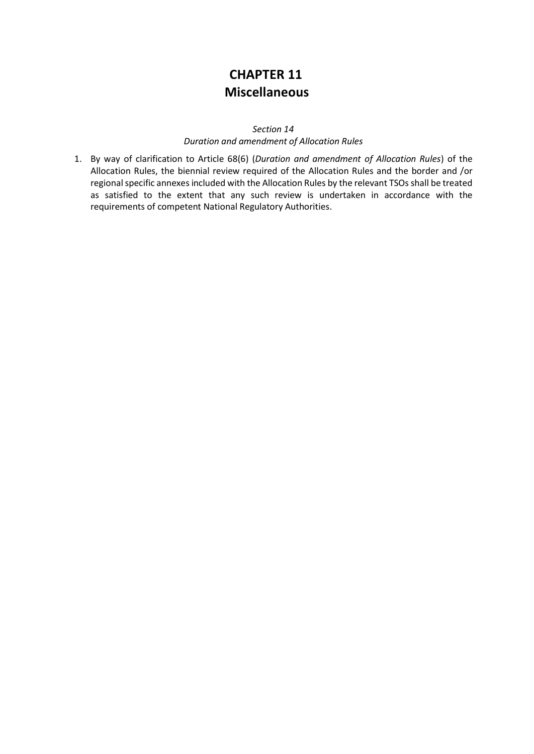# CHAPTER 11
# Miscellaneous

*Section 14*
*Duration and amendment of Allocation Rules*

1. By way of clarification to Article 68(6) (*Duration and amendment of Allocation Rules*) of the Allocation Rules, the biennial review required of the Allocation Rules and the border and /or regional specific annexes included with the Allocation Rules by the relevant TSOs shall be treated as satisfied to the extent that any such review is undertaken in accordance with the requirements of competent National Regulatory Authorities.